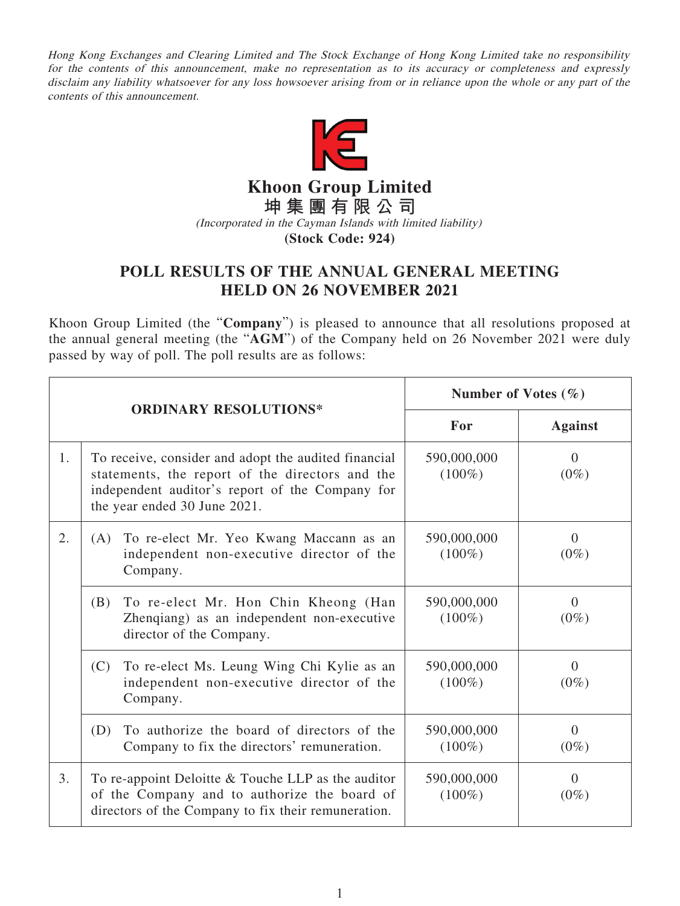*Hong Kong Exchanges and Clearing Limited and The Stock Exchange of Hong Kong Limited take no responsibility for the contents of this announcement, make no representation as to its accuracy or completeness and expressly disclaim any liability whatsoever for any loss howsoever arising from or in reliance upon the whole or any part of the contents of this announcement.*

# Khoon Group Limited
# 坤集團有限公司

*(Incorporated in the Cayman Islands with limited liability)*

**(Stock Code: 924)**

## POLL RESULTS OF THE ANNUAL GENERAL MEETING HELD ON 26 NOVEMBER 2021

Khoon Group Limited (the "**Company**") is pleased to announce that all resolutions proposed at the annual general meeting (the "**AGM**") of the Company held on 26 November 2021 were duly passed by way of poll. The poll results are as follows:

| ORDINARY RESOLUTIONS* | | Number of Votes (%) | |
|---|---|---|---|
| | | **For** | **Against** |
| 1. | To receive, consider and adopt the audited financial statements, the report of the directors and the independent auditor's report of the Company for the year ended 30 June 2021. | 590,000,000 (100%) | 0 (0%) |
| 2. | (A) To re-elect Mr. Yeo Kwang Maccann as an independent non-executive director of the Company. | 590,000,000 (100%) | 0 (0%) |
| | (B) To re-elect Mr. Hon Chin Kheong (Han Zhenqiang) as an independent non-executive director of the Company. | 590,000,000 (100%) | 0 (0%) |
| | (C) To re-elect Ms. Leung Wing Chi Kylie as an independent non-executive director of the Company. | 590,000,000 (100%) | 0 (0%) |
| | (D) To authorize the board of directors of the Company to fix the directors' remuneration. | 590,000,000 (100%) | 0 (0%) |
| 3. | To re-appoint Deloitte & Touche LLP as the auditor of the Company and to authorize the board of directors of the Company to fix their remuneration. | 590,000,000 (100%) | 0 (0%) |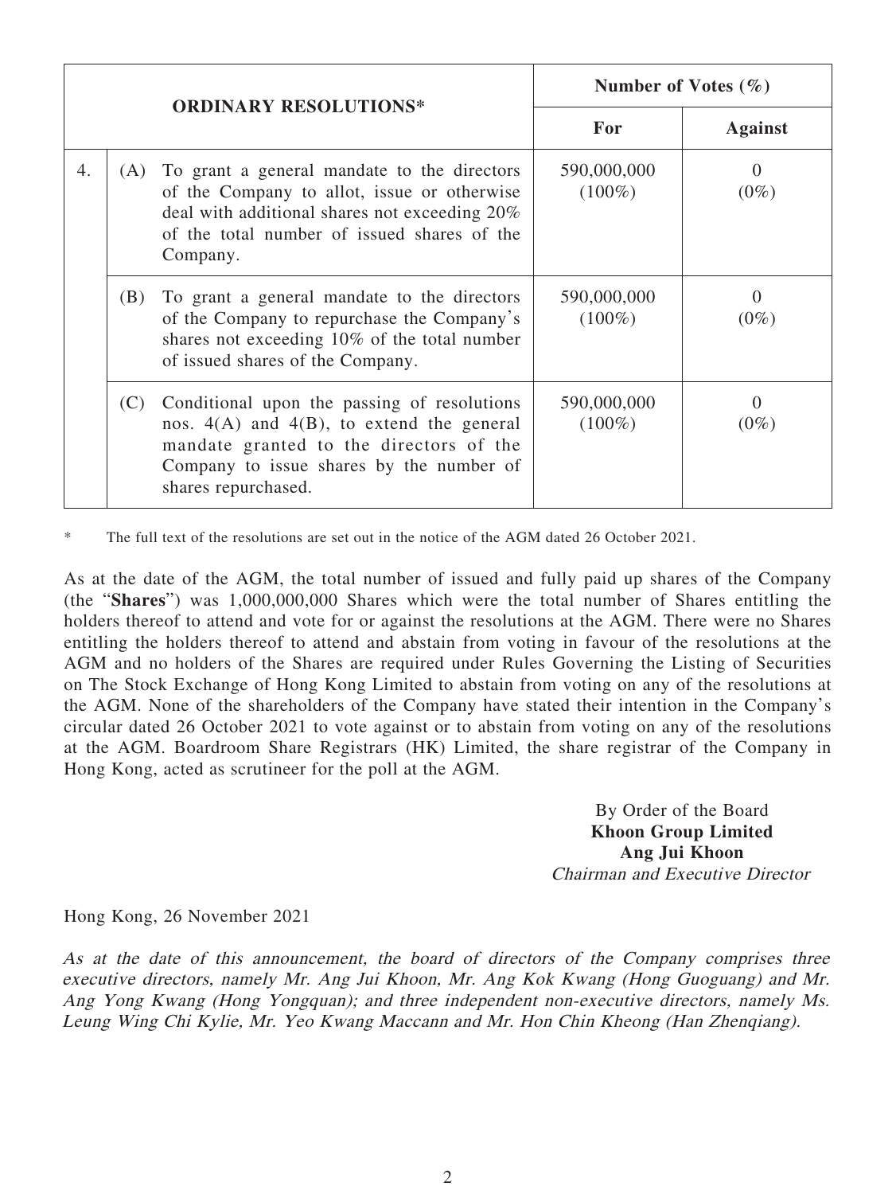| ORDINARY RESOLUTIONS* | | Number of Votes (%) | |
|---|---|---|---|
| | | For | Against |
| 4. | (A) To grant a general mandate to the directors of the Company to allot, issue or otherwise deal with additional shares not exceeding 20% of the total number of issued shares of the Company. | 590,000,000 (100%) | 0 (0%) |
| | (B) To grant a general mandate to the directors of the Company to repurchase the Company's shares not exceeding 10% of the total number of issued shares of the Company. | 590,000,000 (100%) | 0 (0%) |
| | (C) Conditional upon the passing of resolutions nos. 4(A) and 4(B), to extend the general mandate granted to the directors of the Company to issue shares by the number of shares repurchased. | 590,000,000 (100%) | 0 (0%) |

\* The full text of the resolutions are set out in the notice of the AGM dated 26 October 2021.

As at the date of the AGM, the total number of issued and fully paid up shares of the Company (the "**Shares**") was 1,000,000,000 Shares which were the total number of Shares entitling the holders thereof to attend and vote for or against the resolutions at the AGM. There were no Shares entitling the holders thereof to attend and abstain from voting in favour of the resolutions at the AGM and no holders of the Shares are required under Rules Governing the Listing of Securities on The Stock Exchange of Hong Kong Limited to abstain from voting on any of the resolutions at the AGM. None of the shareholders of the Company have stated their intention in the Company's circular dated 26 October 2021 to vote against or to abstain from voting on any of the resolutions at the AGM. Boardroom Share Registrars (HK) Limited, the share registrar of the Company in Hong Kong, acted as scrutineer for the poll at the AGM.

By Order of the Board
**Khoon Group Limited**
**Ang Jui Khoon**
*Chairman and Executive Director*

Hong Kong, 26 November 2021

*As at the date of this announcement, the board of directors of the Company comprises three executive directors, namely Mr. Ang Jui Khoon, Mr. Ang Kok Kwang (Hong Guoguang) and Mr. Ang Yong Kwang (Hong Yongquan); and three independent non-executive directors, namely Ms. Leung Wing Chi Kylie, Mr. Yeo Kwang Maccann and Mr. Hon Chin Kheong (Han Zhenqiang).*